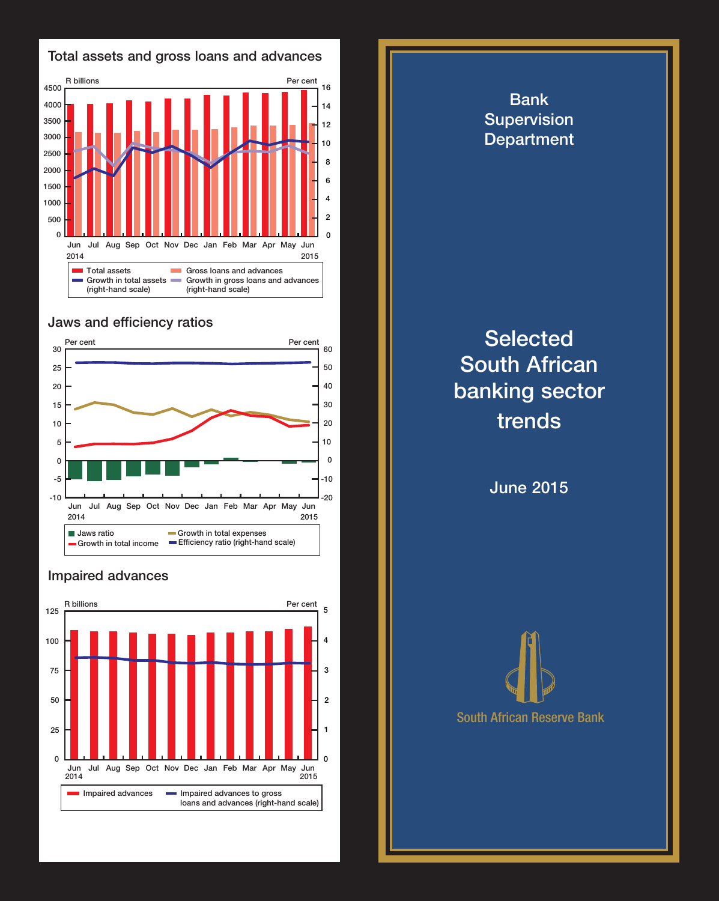## Total assets and gross loans and advances

R billions | Per cent

Jun 2014 – Jun 2015

- Total assets
- Gross loans and advances
- Growth in total assets (right-hand scale)
- Growth in gross loans and advances (right-hand scale)

## Jaws and efficiency ratios

Per cent | Per cent

Jun 2014 – Jun 2015

- Jaws ratio
- Growth in total income
- Growth in total expenses
- Efficiency ratio (right-hand scale)

## Impaired advances

R billions | Per cent

Jun 2014 – Jun 2015

- Impaired advances
- Impaired advances to gross loans and advances (right-hand scale)

Bank Supervision Department

# Selected South African banking sector trends

June 2015

South African Reserve Bank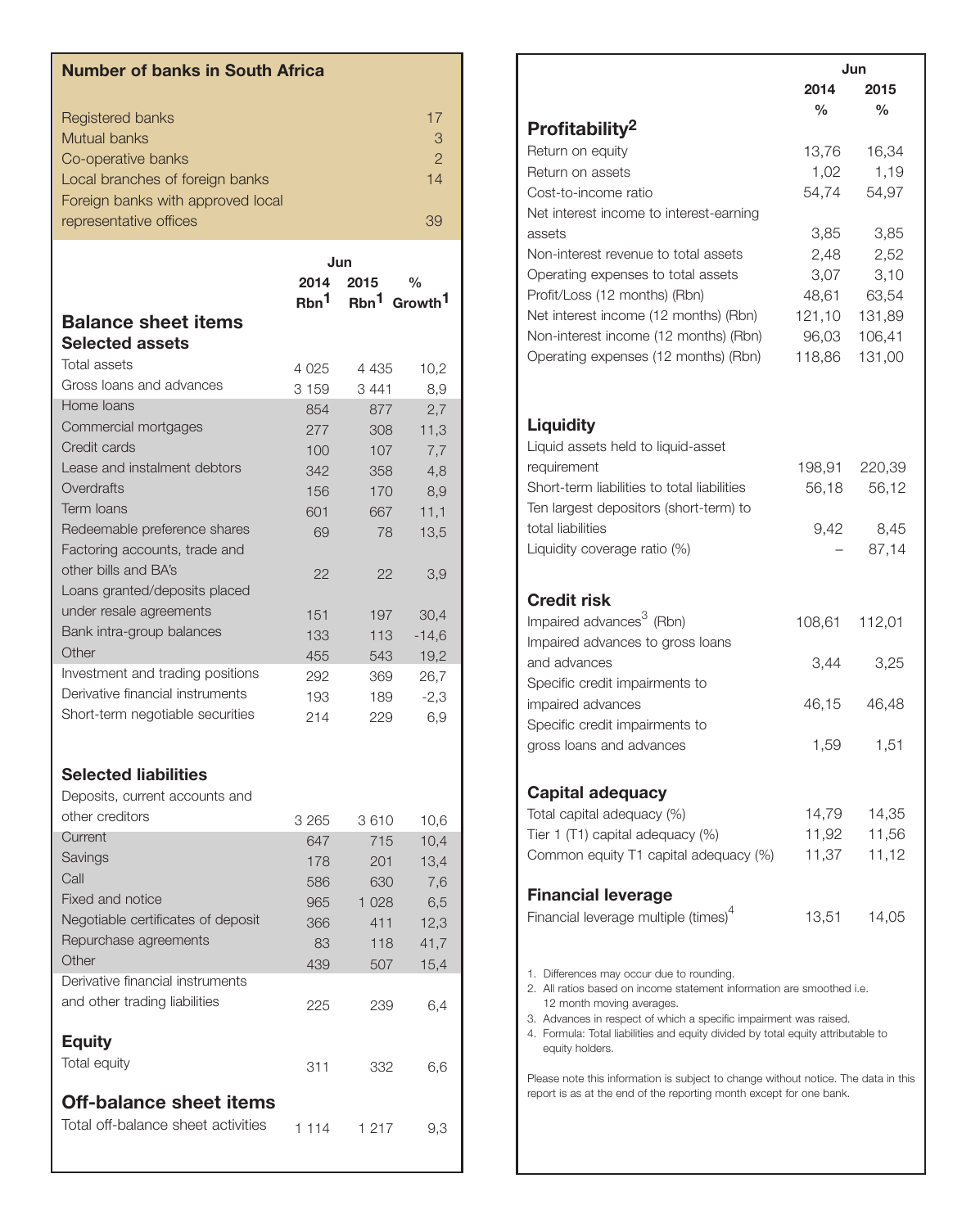## Number of banks in South Africa

| | |
|---|---|
| Registered banks | 17 |
| Mutual banks | 3 |
| Co-operative banks | 2 |
| Local branches of foreign banks | 14 |
| Foreign banks with approved local representative offices | 39 |

| | Jun 2014 Rbn[1] | Jun 2015 Rbn[1] | % Growth[1] |
|---|---|---|---|
| **Balance sheet items** | | | |
| **Selected assets** | | | |
| Total assets | 4 025 | 4 435 | 10,2 |
| Gross loans and advances | 3 159 | 3 441 | 8,9 |
| Home loans | 854 | 877 | 2,7 |
| Commercial mortgages | 277 | 308 | 11,3 |
| Credit cards | 100 | 107 | 7,7 |
| Lease and instalment debtors | 342 | 358 | 4,8 |
| Overdrafts | 156 | 170 | 8,9 |
| Term loans | 601 | 667 | 11,1 |
| Redeemable preference shares | 69 | 78 | 13,5 |
| Factoring accounts, trade and other bills and BA's | 22 | 22 | 3,9 |
| Loans granted/deposits placed under resale agreements | 151 | 197 | 30,4 |
| Bank intra-group balances | 133 | 113 | -14,6 |
| Other | 455 | 543 | 19,2 |
| Investment and trading positions | 292 | 369 | 26,7 |
| Derivative financial instruments | 193 | 189 | -2,3 |
| Short-term negotiable securities | 214 | 229 | 6,9 |
| **Selected liabilities** | | | |
| Deposits, current accounts and other creditors | 3 265 | 3 610 | 10,6 |
| Current | 647 | 715 | 10,4 |
| Savings | 178 | 201 | 13,4 |
| Call | 586 | 630 | 7,6 |
| Fixed and notice | 965 | 1 028 | 6,5 |
| Negotiable certificates of deposit | 366 | 411 | 12,3 |
| Repurchase agreements | 83 | 118 | 41,7 |
| Other | 439 | 507 | 15,4 |
| Derivative financial instruments and other trading liabilities | 225 | 239 | 6,4 |
| **Equity** | | | |
| Total equity | 311 | 332 | 6,6 |
| **Off-balance sheet items** | | | |
| Total off-balance sheet activities | 1 114 | 1 217 | 9,3 |

| | Jun 2014 % | Jun 2015 % |
|---|---|---|
| **Profitability[2]** | | |
| Return on equity | 13,76 | 16,34 |
| Return on assets | 1,02 | 1,19 |
| Cost-to-income ratio | 54,74 | 54,97 |
| Net interest income to interest-earning assets | 3,85 | 3,85 |
| Non-interest revenue to total assets | 2,48 | 2,52 |
| Operating expenses to total assets | 3,07 | 3,10 |
| Profit/Loss (12 months) (Rbn) | 48,61 | 63,54 |
| Net interest income (12 months) (Rbn) | 121,10 | 131,89 |
| Non-interest income (12 months) (Rbn) | 96,03 | 106,41 |
| Operating expenses (12 months) (Rbn) | 118,86 | 131,00 |
| **Liquidity** | | |
| Liquid assets held to liquid-asset requirement | 198,91 | 220,39 |
| Short-term liabilities to total liabilities | 56,18 | 56,12 |
| Ten largest depositors (short-term) to total liabilities | 9,42 | 8,45 |
| Liquidity coverage ratio (%) | – | 87,14 |
| **Credit risk** | | |
| Impaired advances[3] (Rbn) | 108,61 | 112,01 |
| Impaired advances to gross loans and advances | 3,44 | 3,25 |
| Specific credit impairments to impaired advances | 46,15 | 46,48 |
| Specific credit impairments to gross loans and advances | 1,59 | 1,51 |
| **Capital adequacy** | | |
| Total capital adequacy (%) | 14,79 | 14,35 |
| Tier 1 (T1) capital adequacy (%) | 11,92 | 11,56 |
| Common equity T1 capital adequacy (%) | 11,37 | 11,12 |
| **Financial leverage** | | |
| Financial leverage multiple (times)[4] | 13,51 | 14,05 |

1. Differences may occur due to rounding.
2. All ratios based on income statement information are smoothed i.e. 12 month moving averages.
3. Advances in respect of which a specific impairment was raised.
4. Formula: Total liabilities and equity divided by total equity attributable to equity holders.

Please note this information is subject to change without notice. The data in this report is as at the end of the reporting month except for one bank.